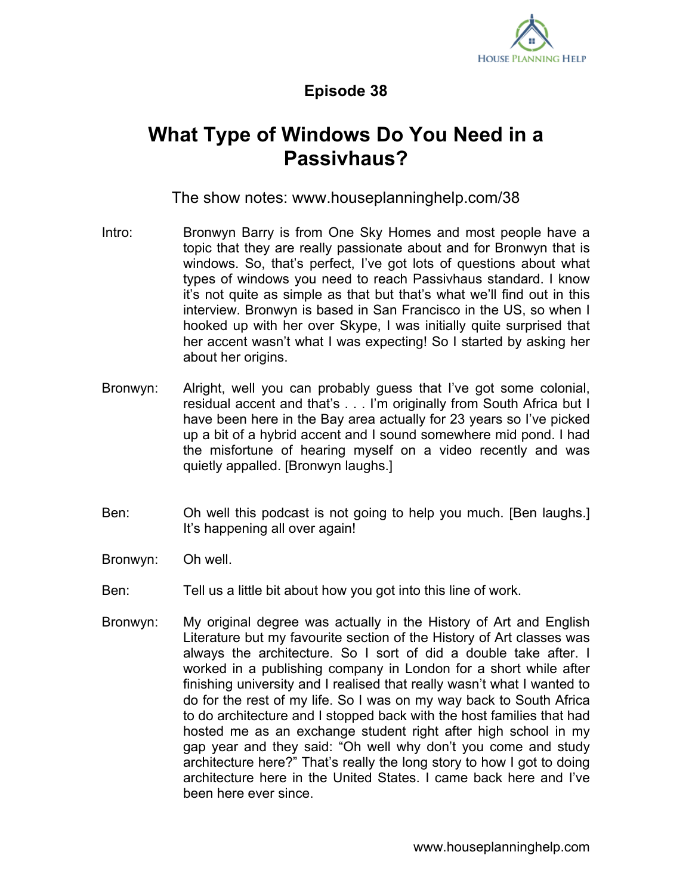**Episode 38**

# What Type of Windows Do You Need in a Passivhaus?

The show notes: www.houseplanninghelp.com/38

Intro: Bronwyn Barry is from One Sky Homes and most people have a topic that they are really passionate about and for Bronwyn that is windows. So, that's perfect, I've got lots of questions about what types of windows you need to reach Passivhaus standard. I know it's not quite as simple as that but that's what we'll find out in this interview. Bronwyn is based in San Francisco in the US, so when I hooked up with her over Skype, I was initially quite surprised that her accent wasn't what I was expecting! So I started by asking her about her origins.

Bronwyn: Alright, well you can probably guess that I've got some colonial, residual accent and that's . . . I'm originally from South Africa but I have been here in the Bay area actually for 23 years so I've picked up a bit of a hybrid accent and I sound somewhere mid pond. I had the misfortune of hearing myself on a video recently and was quietly appalled. [Bronwyn laughs.]

Ben: Oh well this podcast is not going to help you much. [Ben laughs.] It's happening all over again!

Bronwyn: Oh well.

Ben: Tell us a little bit about how you got into this line of work.

Bronwyn: My original degree was actually in the History of Art and English Literature but my favourite section of the History of Art classes was always the architecture. So I sort of did a double take after. I worked in a publishing company in London for a short while after finishing university and I realised that really wasn't what I wanted to do for the rest of my life. So I was on my way back to South Africa to do architecture and I stopped back with the host families that had hosted me as an exchange student right after high school in my gap year and they said: "Oh well why don't you come and study architecture here?" That's really the long story to how I got to doing architecture here in the United States. I came back here and I've been here ever since.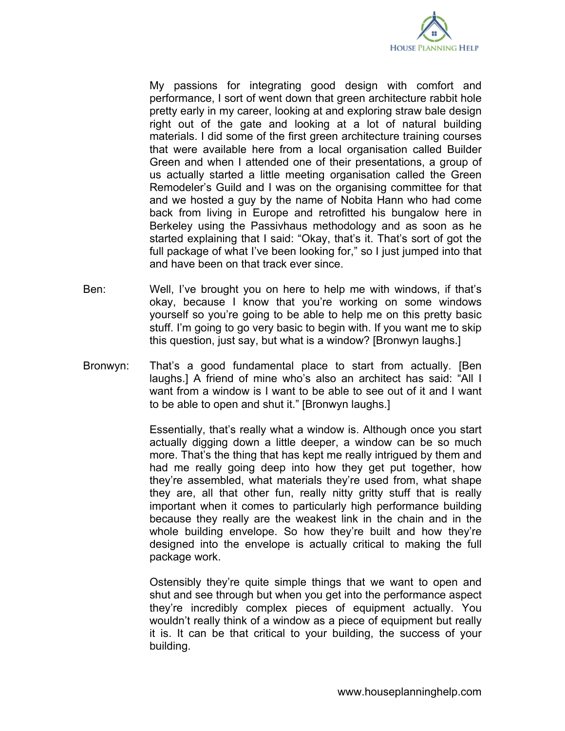My passions for integrating good design with comfort and performance, I sort of went down that green architecture rabbit hole pretty early in my career, looking at and exploring straw bale design right out of the gate and looking at a lot of natural building materials. I did some of the first green architecture training courses that were available here from a local organisation called Builder Green and when I attended one of their presentations, a group of us actually started a little meeting organisation called the Green Remodeler's Guild and I was on the organising committee for that and we hosted a guy by the name of Nobita Hann who had come back from living in Europe and retrofitted his bungalow here in Berkeley using the Passivhaus methodology and as soon as he started explaining that I said: "Okay, that's it. That's sort of got the full package of what I've been looking for," so I just jumped into that and have been on that track ever since.

Ben: Well, I've brought you on here to help me with windows, if that's okay, because I know that you're working on some windows yourself so you're going to be able to help me on this pretty basic stuff. I'm going to go very basic to begin with. If you want me to skip this question, just say, but what is a window? [Bronwyn laughs.]

Bronwyn: That's a good fundamental place to start from actually. [Ben laughs.] A friend of mine who's also an architect has said: "All I want from a window is I want to be able to see out of it and I want to be able to open and shut it." [Bronwyn laughs.]

Essentially, that's really what a window is. Although once you start actually digging down a little deeper, a window can be so much more. That's the thing that has kept me really intrigued by them and had me really going deep into how they get put together, how they're assembled, what materials they're used from, what shape they are, all that other fun, really nitty gritty stuff that is really important when it comes to particularly high performance building because they really are the weakest link in the chain and in the whole building envelope. So how they're built and how they're designed into the envelope is actually critical to making the full package work.

Ostensibly they're quite simple things that we want to open and shut and see through but when you get into the performance aspect they're incredibly complex pieces of equipment actually. You wouldn't really think of a window as a piece of equipment but really it is. It can be that critical to your building, the success of your building.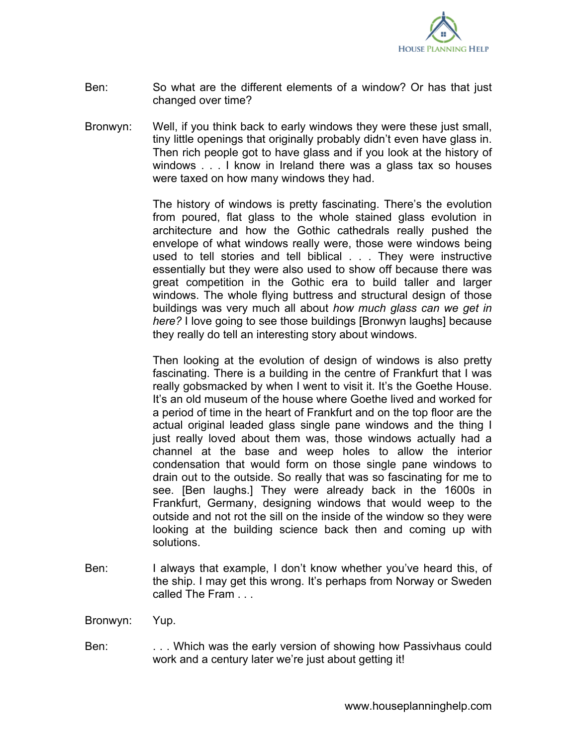Ben: So what are the different elements of a window? Or has that just changed over time?

Bronwyn: Well, if you think back to early windows they were these just small, tiny little openings that originally probably didn't even have glass in. Then rich people got to have glass and if you look at the history of windows . . . I know in Ireland there was a glass tax so houses were taxed on how many windows they had.

The history of windows is pretty fascinating. There's the evolution from poured, flat glass to the whole stained glass evolution in architecture and how the Gothic cathedrals really pushed the envelope of what windows really were, those were windows being used to tell stories and tell biblical . . . They were instructive essentially but they were also used to show off because there was great competition in the Gothic era to build taller and larger windows. The whole flying buttress and structural design of those buildings was very much all about *how much glass can we get in here?* I love going to see those buildings [Bronwyn laughs] because they really do tell an interesting story about windows.

Then looking at the evolution of design of windows is also pretty fascinating. There is a building in the centre of Frankfurt that I was really gobsmacked by when I went to visit it. It's the Goethe House. It's an old museum of the house where Goethe lived and worked for a period of time in the heart of Frankfurt and on the top floor are the actual original leaded glass single pane windows and the thing I just really loved about them was, those windows actually had a channel at the base and weep holes to allow the interior condensation that would form on those single pane windows to drain out to the outside. So really that was so fascinating for me to see. [Ben laughs.] They were already back in the 1600s in Frankfurt, Germany, designing windows that would weep to the outside and not rot the sill on the inside of the window so they were looking at the building science back then and coming up with solutions.

Ben: I always that example, I don't know whether you've heard this, of the ship. I may get this wrong. It's perhaps from Norway or Sweden called The Fram . . .

Bronwyn: Yup.

Ben: . . . Which was the early version of showing how Passivhaus could work and a century later we're just about getting it!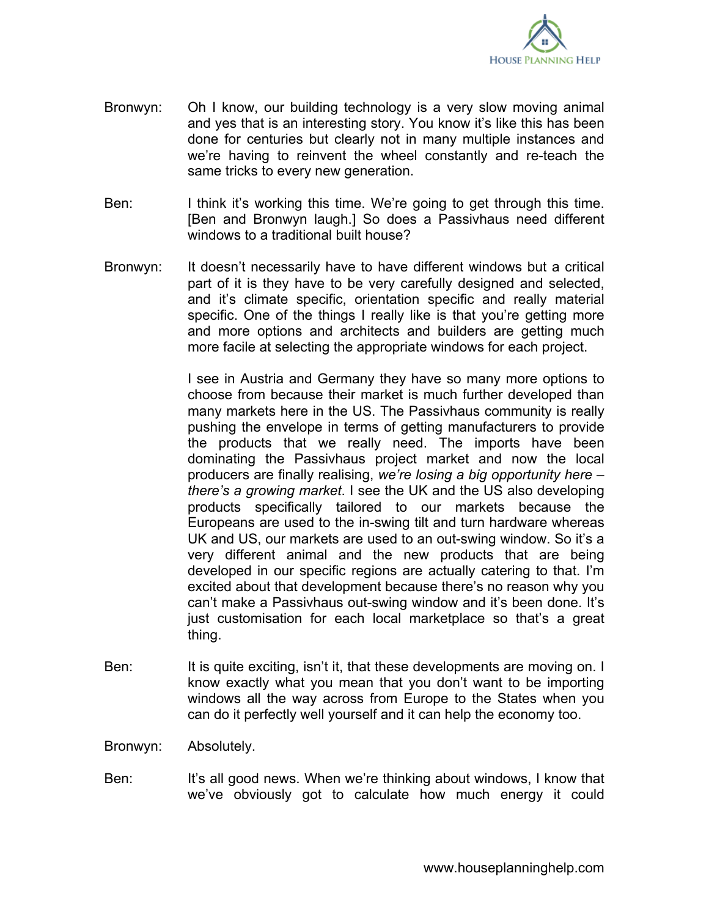Bronwyn: Oh I know, our building technology is a very slow moving animal and yes that is an interesting story. You know it's like this has been done for centuries but clearly not in many multiple instances and we're having to reinvent the wheel constantly and re-teach the same tricks to every new generation.

Ben: I think it's working this time. We're going to get through this time. [Ben and Bronwyn laugh.] So does a Passivhaus need different windows to a traditional built house?

Bronwyn: It doesn't necessarily have to have different windows but a critical part of it is they have to be very carefully designed and selected, and it's climate specific, orientation specific and really material specific. One of the things I really like is that you're getting more and more options and architects and builders are getting much more facile at selecting the appropriate windows for each project.

I see in Austria and Germany they have so many more options to choose from because their market is much further developed than many markets here in the US. The Passivhaus community is really pushing the envelope in terms of getting manufacturers to provide the products that we really need. The imports have been dominating the Passivhaus project market and now the local producers are finally realising, *we're losing a big opportunity here – there's a growing market*. I see the UK and the US also developing products specifically tailored to our markets because the Europeans are used to the in-swing tilt and turn hardware whereas UK and US, our markets are used to an out-swing window. So it's a very different animal and the new products that are being developed in our specific regions are actually catering to that. I'm excited about that development because there's no reason why you can't make a Passivhaus out-swing window and it's been done. It's just customisation for each local marketplace so that's a great thing.

Ben: It is quite exciting, isn't it, that these developments are moving on. I know exactly what you mean that you don't want to be importing windows all the way across from Europe to the States when you can do it perfectly well yourself and it can help the economy too.

Bronwyn: Absolutely.

Ben: It's all good news. When we're thinking about windows, I know that we've obviously got to calculate how much energy it could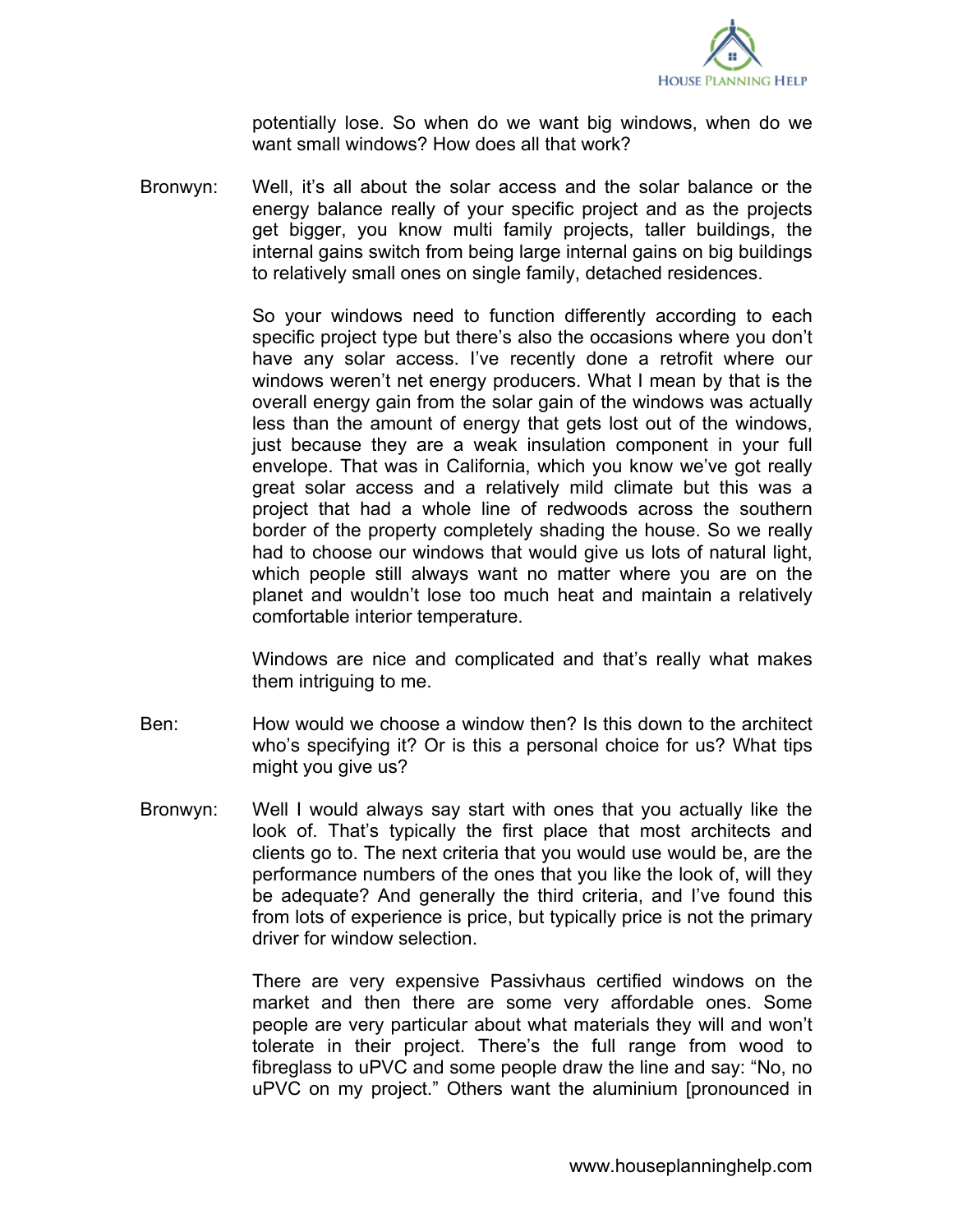potentially lose. So when do we want big windows, when do we want small windows? How does all that work?

Bronwyn: Well, it's all about the solar access and the solar balance or the energy balance really of your specific project and as the projects get bigger, you know multi family projects, taller buildings, the internal gains switch from being large internal gains on big buildings to relatively small ones on single family, detached residences.

So your windows need to function differently according to each specific project type but there's also the occasions where you don't have any solar access. I've recently done a retrofit where our windows weren't net energy producers. What I mean by that is the overall energy gain from the solar gain of the windows was actually less than the amount of energy that gets lost out of the windows, just because they are a weak insulation component in your full envelope. That was in California, which you know we've got really great solar access and a relatively mild climate but this was a project that had a whole line of redwoods across the southern border of the property completely shading the house. So we really had to choose our windows that would give us lots of natural light, which people still always want no matter where you are on the planet and wouldn't lose too much heat and maintain a relatively comfortable interior temperature.

Windows are nice and complicated and that's really what makes them intriguing to me.

Ben: How would we choose a window then? Is this down to the architect who's specifying it? Or is this a personal choice for us? What tips might you give us?

Bronwyn: Well I would always say start with ones that you actually like the look of. That's typically the first place that most architects and clients go to. The next criteria that you would use would be, are the performance numbers of the ones that you like the look of, will they be adequate? And generally the third criteria, and I've found this from lots of experience is price, but typically price is not the primary driver for window selection.

There are very expensive Passivhaus certified windows on the market and then there are some very affordable ones. Some people are very particular about what materials they will and won't tolerate in their project. There's the full range from wood to fibreglass to uPVC and some people draw the line and say: "No, no uPVC on my project." Others want the aluminium [pronounced in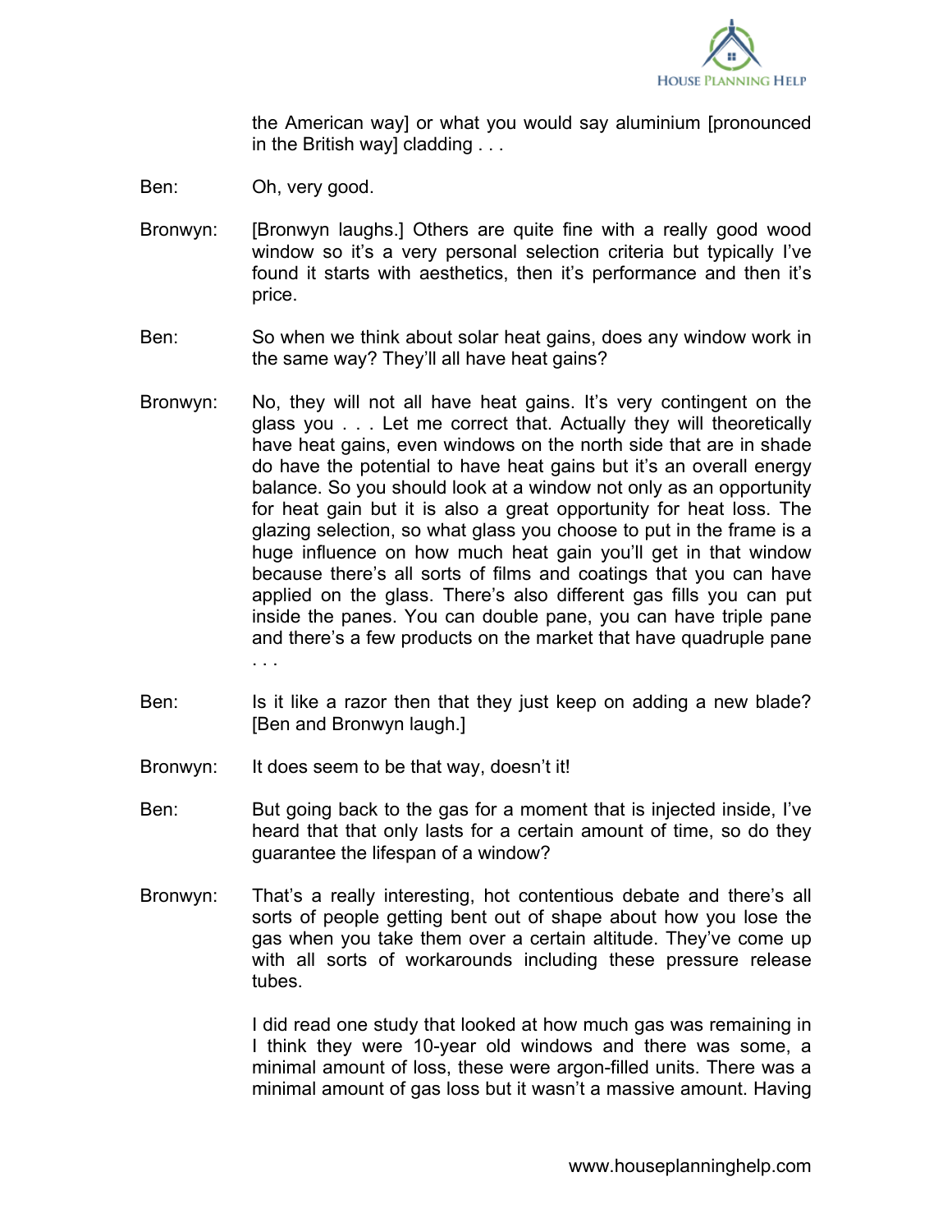the American way] or what you would say aluminium [pronounced in the British way] cladding . . .

Ben: Oh, very good.

Bronwyn: [Bronwyn laughs.] Others are quite fine with a really good wood window so it's a very personal selection criteria but typically I've found it starts with aesthetics, then it's performance and then it's price.

Ben: So when we think about solar heat gains, does any window work in the same way? They'll all have heat gains?

Bronwyn: No, they will not all have heat gains. It's very contingent on the glass you . . . Let me correct that. Actually they will theoretically have heat gains, even windows on the north side that are in shade do have the potential to have heat gains but it's an overall energy balance. So you should look at a window not only as an opportunity for heat gain but it is also a great opportunity for heat loss. The glazing selection, so what glass you choose to put in the frame is a huge influence on how much heat gain you'll get in that window because there's all sorts of films and coatings that you can have applied on the glass. There's also different gas fills you can put inside the panes. You can double pane, you can have triple pane and there's a few products on the market that have quadruple pane . . .

Ben: Is it like a razor then that they just keep on adding a new blade? [Ben and Bronwyn laugh.]

Bronwyn: It does seem to be that way, doesn't it!

Ben: But going back to the gas for a moment that is injected inside, I've heard that that only lasts for a certain amount of time, so do they guarantee the lifespan of a window?

Bronwyn: That's a really interesting, hot contentious debate and there's all sorts of people getting bent out of shape about how you lose the gas when you take them over a certain altitude. They've come up with all sorts of workarounds including these pressure release tubes.

I did read one study that looked at how much gas was remaining in I think they were 10-year old windows and there was some, a minimal amount of loss, these were argon-filled units. There was a minimal amount of gas loss but it wasn't a massive amount. Having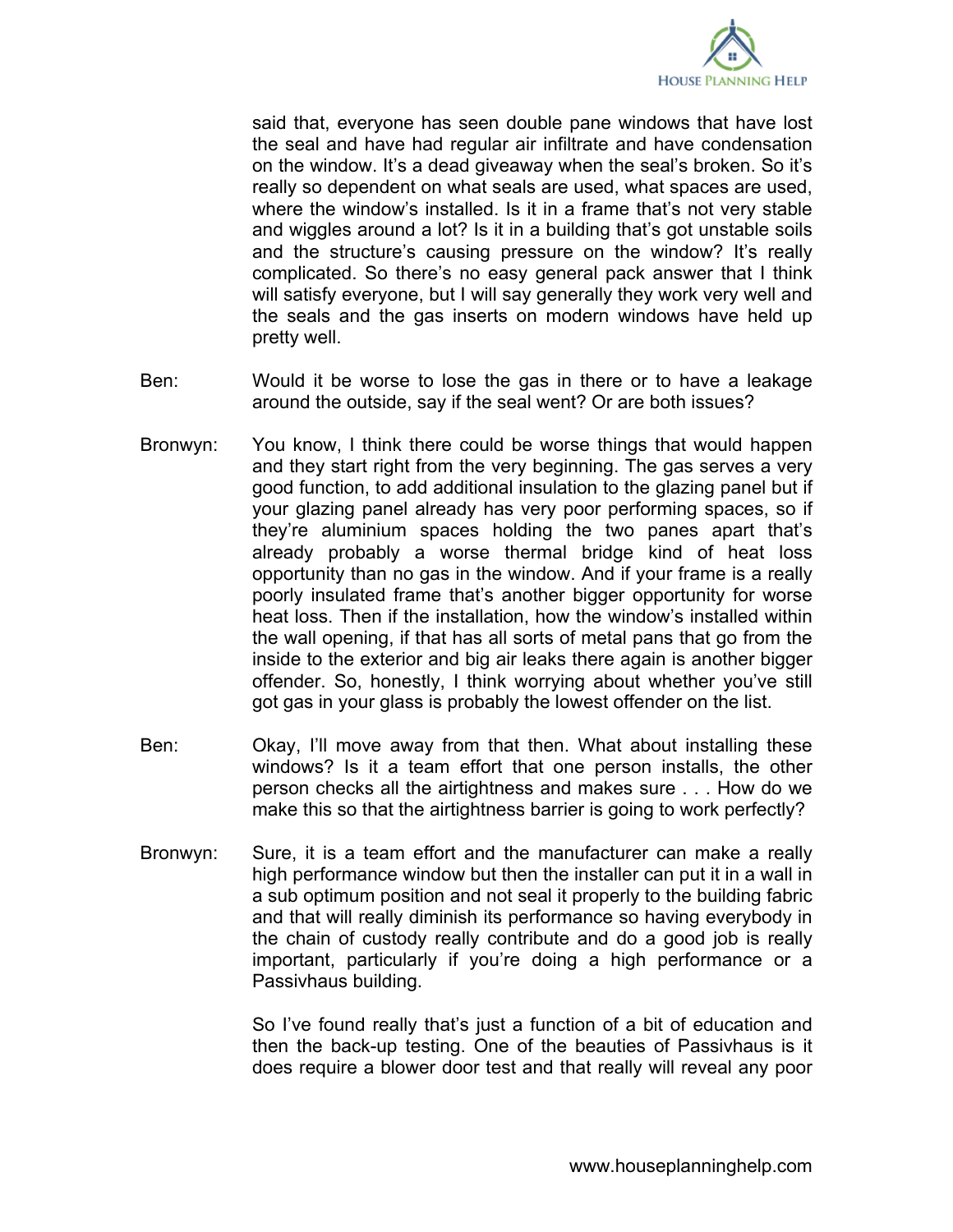said that, everyone has seen double pane windows that have lost the seal and have had regular air infiltrate and have condensation on the window. It's a dead giveaway when the seal's broken. So it's really so dependent on what seals are used, what spaces are used, where the window's installed. Is it in a frame that's not very stable and wiggles around a lot? Is it in a building that's got unstable soils and the structure's causing pressure on the window? It's really complicated. So there's no easy general pack answer that I think will satisfy everyone, but I will say generally they work very well and the seals and the gas inserts on modern windows have held up pretty well.

Ben: Would it be worse to lose the gas in there or to have a leakage around the outside, say if the seal went? Or are both issues?

Bronwyn: You know, I think there could be worse things that would happen and they start right from the very beginning. The gas serves a very good function, to add additional insulation to the glazing panel but if your glazing panel already has very poor performing spaces, so if they're aluminium spaces holding the two panes apart that's already probably a worse thermal bridge kind of heat loss opportunity than no gas in the window. And if your frame is a really poorly insulated frame that's another bigger opportunity for worse heat loss. Then if the installation, how the window's installed within the wall opening, if that has all sorts of metal pans that go from the inside to the exterior and big air leaks there again is another bigger offender. So, honestly, I think worrying about whether you've still got gas in your glass is probably the lowest offender on the list.

Ben: Okay, I'll move away from that then. What about installing these windows? Is it a team effort that one person installs, the other person checks all the airtightness and makes sure . . . How do we make this so that the airtightness barrier is going to work perfectly?

Bronwyn: Sure, it is a team effort and the manufacturer can make a really high performance window but then the installer can put it in a wall in a sub optimum position and not seal it properly to the building fabric and that will really diminish its performance so having everybody in the chain of custody really contribute and do a good job is really important, particularly if you're doing a high performance or a Passivhaus building.

So I've found really that's just a function of a bit of education and then the back-up testing. One of the beauties of Passivhaus is it does require a blower door test and that really will reveal any poor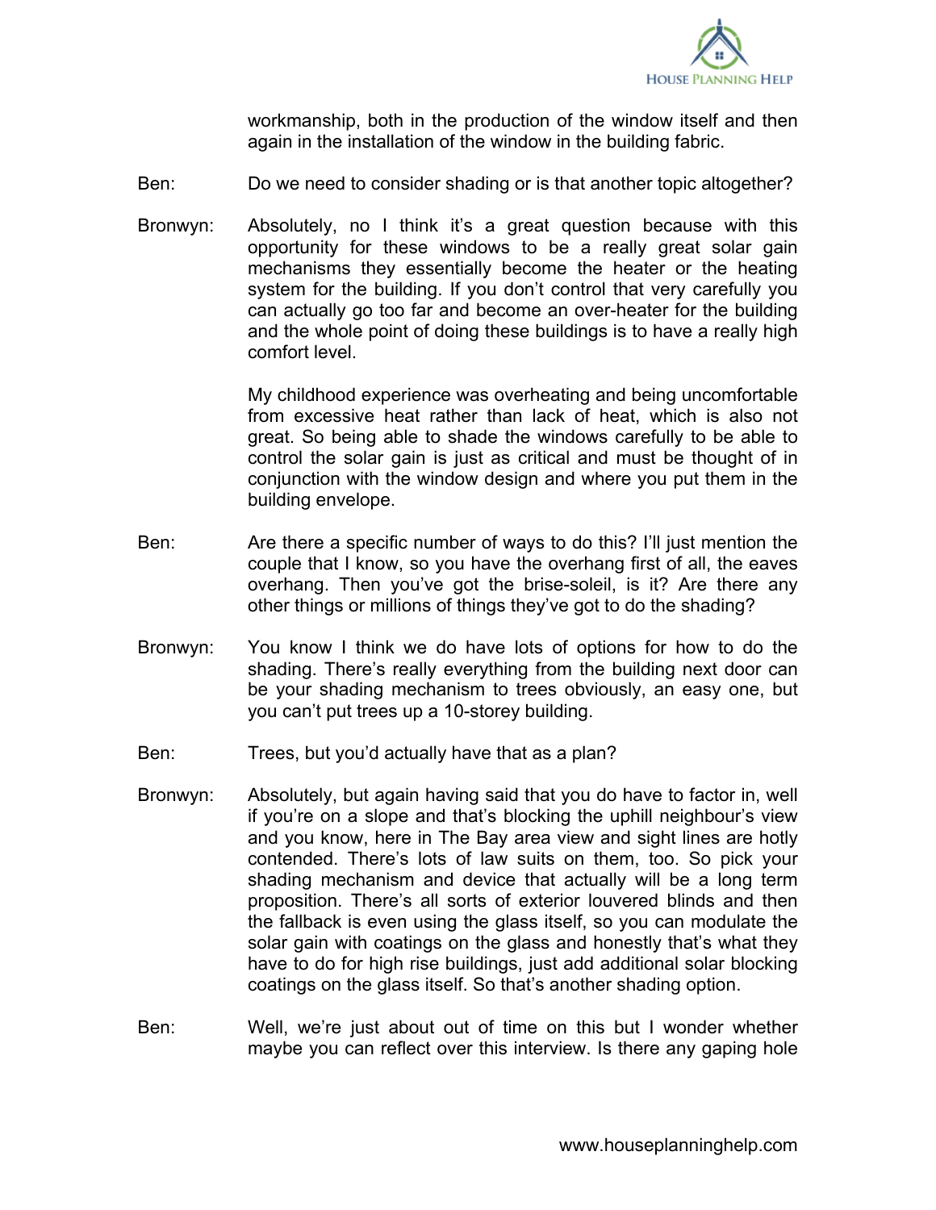workmanship, both in the production of the window itself and then again in the installation of the window in the building fabric.

Ben: Do we need to consider shading or is that another topic altogether?

Bronwyn: Absolutely, no I think it's a great question because with this opportunity for these windows to be a really great solar gain mechanisms they essentially become the heater or the heating system for the building. If you don't control that very carefully you can actually go too far and become an over-heater for the building and the whole point of doing these buildings is to have a really high comfort level.

My childhood experience was overheating and being uncomfortable from excessive heat rather than lack of heat, which is also not great. So being able to shade the windows carefully to be able to control the solar gain is just as critical and must be thought of in conjunction with the window design and where you put them in the building envelope.

Ben: Are there a specific number of ways to do this? I'll just mention the couple that I know, so you have the overhang first of all, the eaves overhang. Then you've got the brise-soleil, is it? Are there any other things or millions of things they've got to do the shading?

Bronwyn: You know I think we do have lots of options for how to do the shading. There's really everything from the building next door can be your shading mechanism to trees obviously, an easy one, but you can't put trees up a 10-storey building.

Ben: Trees, but you'd actually have that as a plan?

Bronwyn: Absolutely, but again having said that you do have to factor in, well if you're on a slope and that's blocking the uphill neighbour's view and you know, here in The Bay area view and sight lines are hotly contended. There's lots of law suits on them, too. So pick your shading mechanism and device that actually will be a long term proposition. There's all sorts of exterior louvered blinds and then the fallback is even using the glass itself, so you can modulate the solar gain with coatings on the glass and honestly that's what they have to do for high rise buildings, just add additional solar blocking coatings on the glass itself. So that's another shading option.

Ben: Well, we're just about out of time on this but I wonder whether maybe you can reflect over this interview. Is there any gaping hole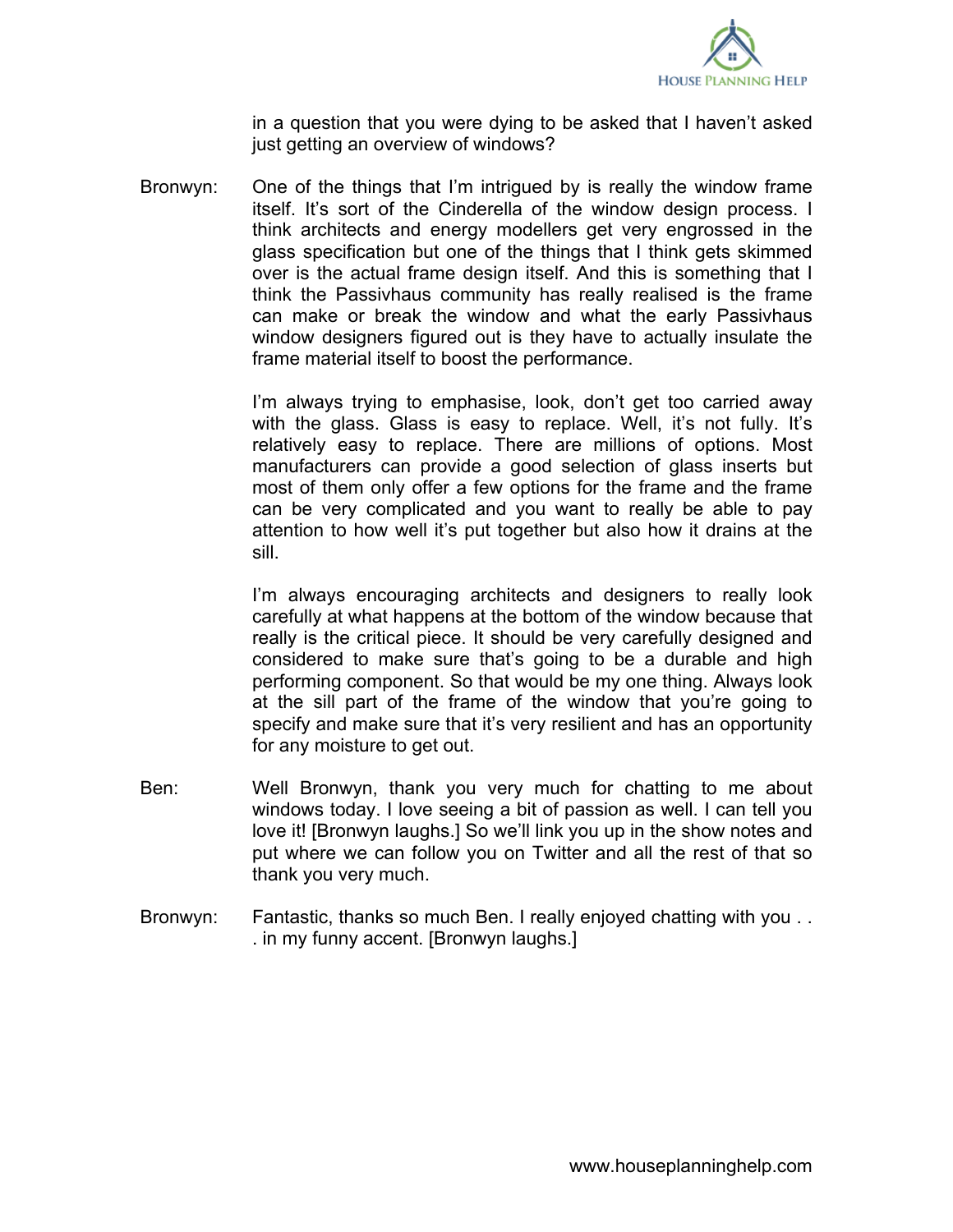in a question that you were dying to be asked that I haven't asked just getting an overview of windows?

Bronwyn: One of the things that I'm intrigued by is really the window frame itself. It's sort of the Cinderella of the window design process. I think architects and energy modellers get very engrossed in the glass specification but one of the things that I think gets skimmed over is the actual frame design itself. And this is something that I think the Passivhaus community has really realised is the frame can make or break the window and what the early Passivhaus window designers figured out is they have to actually insulate the frame material itself to boost the performance.

I'm always trying to emphasise, look, don't get too carried away with the glass. Glass is easy to replace. Well, it's not fully. It's relatively easy to replace. There are millions of options. Most manufacturers can provide a good selection of glass inserts but most of them only offer a few options for the frame and the frame can be very complicated and you want to really be able to pay attention to how well it's put together but also how it drains at the sill.

I'm always encouraging architects and designers to really look carefully at what happens at the bottom of the window because that really is the critical piece. It should be very carefully designed and considered to make sure that's going to be a durable and high performing component. So that would be my one thing. Always look at the sill part of the frame of the window that you're going to specify and make sure that it's very resilient and has an opportunity for any moisture to get out.

Ben: Well Bronwyn, thank you very much for chatting to me about windows today. I love seeing a bit of passion as well. I can tell you love it! [Bronwyn laughs.] So we'll link you up in the show notes and put where we can follow you on Twitter and all the rest of that so thank you very much.

Bronwyn: Fantastic, thanks so much Ben. I really enjoyed chatting with you . . . in my funny accent. [Bronwyn laughs.]